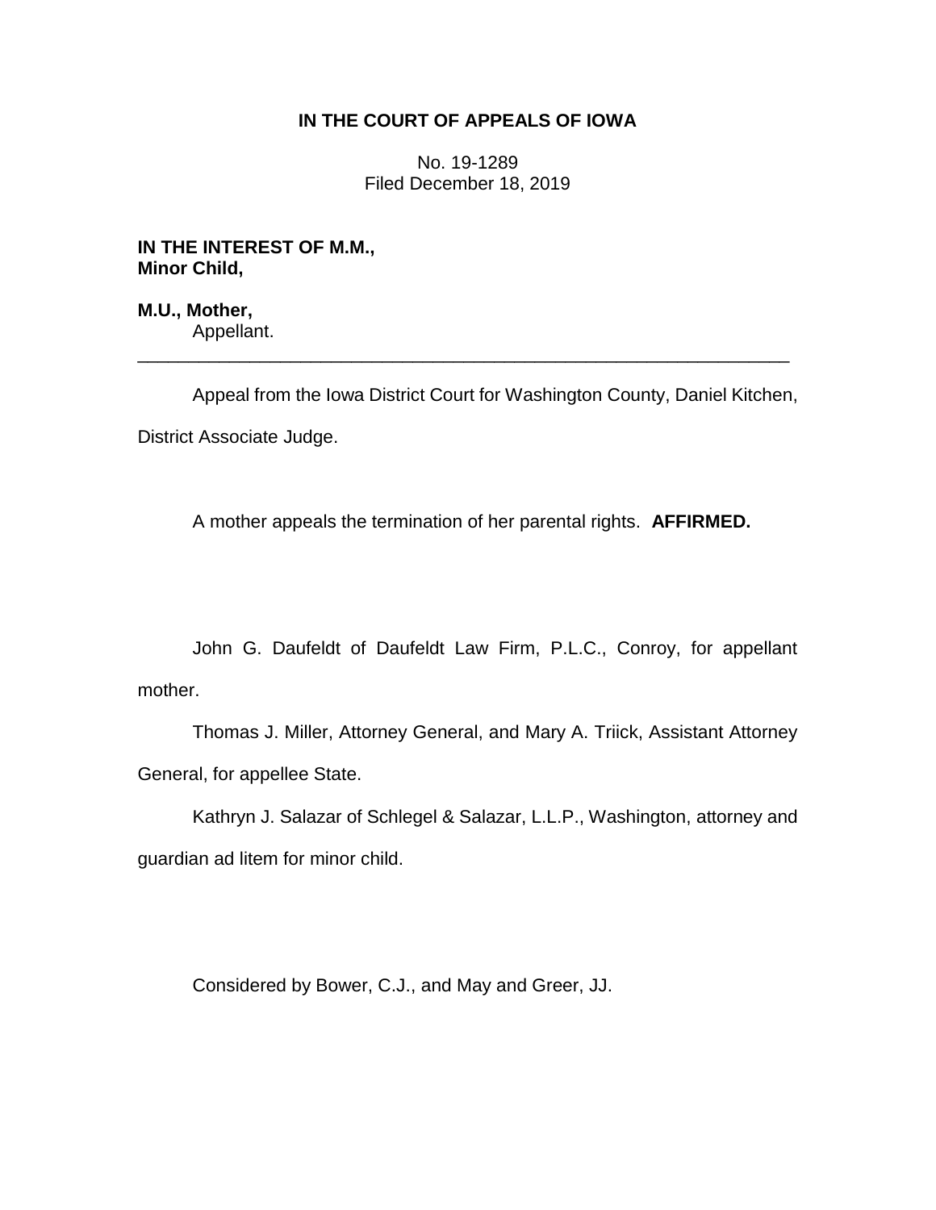**IN THE COURT OF APPEALS OF IOWA**

No. 19-1289
Filed December 18, 2019

**IN THE INTEREST OF M.M., Minor Child,**

**M.U., Mother,**
Appellant.

---

Appeal from the Iowa District Court for Washington County, Daniel Kitchen, District Associate Judge.

A mother appeals the termination of her parental rights. **AFFIRMED.**

John G. Daufeldt of Daufeldt Law Firm, P.L.C., Conroy, for appellant mother.

Thomas J. Miller, Attorney General, and Mary A. Triick, Assistant Attorney General, for appellee State.

Kathryn J. Salazar of Schlegel & Salazar, L.L.P., Washington, attorney and guardian ad litem for minor child.

Considered by Bower, C.J., and May and Greer, JJ.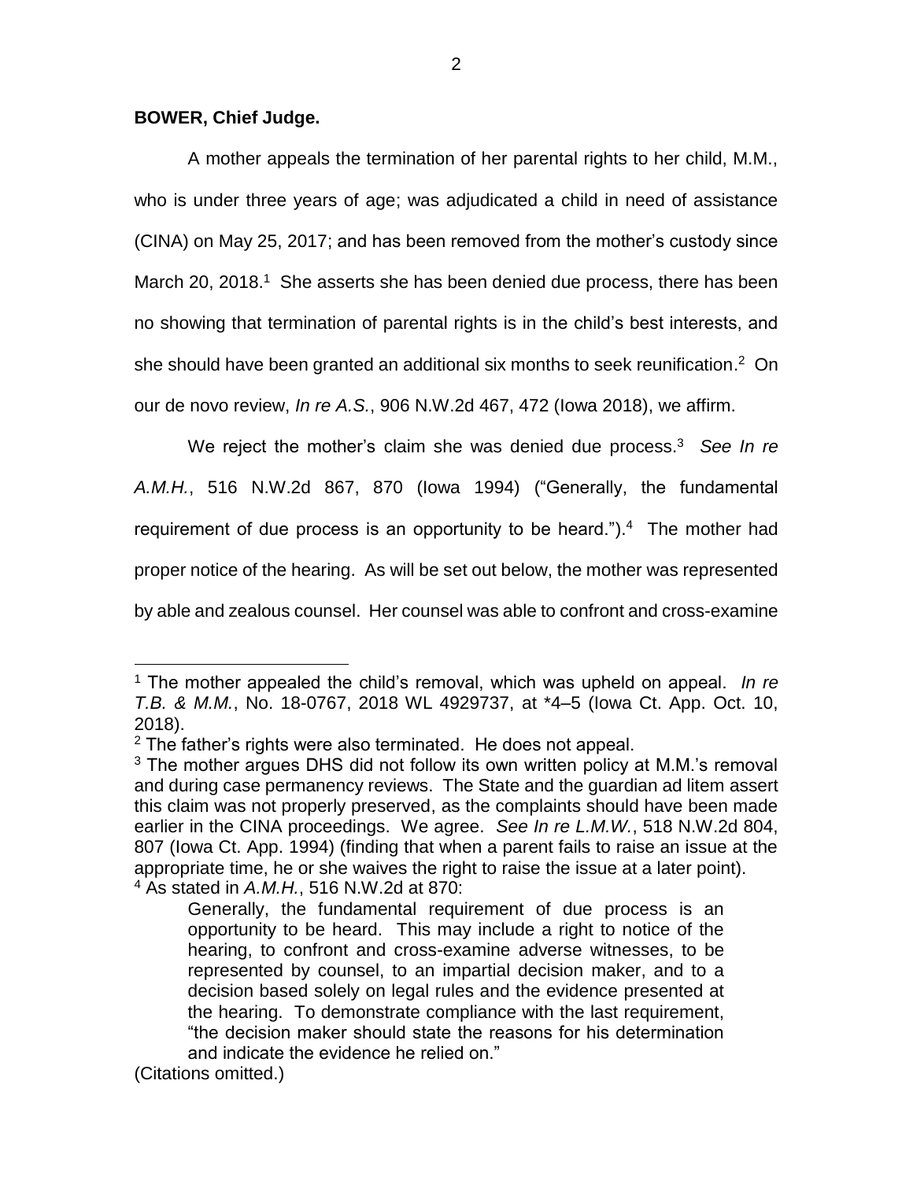**BOWER, Chief Judge.**

A mother appeals the termination of her parental rights to her child, M.M., who is under three years of age; was adjudicated a child in need of assistance (CINA) on May 25, 2017; and has been removed from the mother's custody since March 20, 2018.[1] She asserts she has been denied due process, there has been no showing that termination of parental rights is in the child's best interests, and she should have been granted an additional six months to seek reunification.[2] On our de novo review, *In re A.S.*, 906 N.W.2d 467, 472 (Iowa 2018), we affirm.

We reject the mother's claim she was denied due process.[3] *See In re A.M.H.*, 516 N.W.2d 867, 870 (Iowa 1994) ("Generally, the fundamental requirement of due process is an opportunity to be heard.").[4] The mother had proper notice of the hearing. As will be set out below, the mother was represented by able and zealous counsel. Her counsel was able to confront and cross-examine

---

[1] The mother appealed the child's removal, which was upheld on appeal. *In re T.B. & M.M.*, No. 18-0767, 2018 WL 4929737, at *4–5 (Iowa Ct. App. Oct. 10, 2018).

[2] The father's rights were also terminated. He does not appeal.

[3] The mother argues DHS did not follow its own written policy at M.M.'s removal and during case permanency reviews. The State and the guardian ad litem assert this claim was not properly preserved, as the complaints should have been made earlier in the CINA proceedings. We agree. *See In re L.M.W.*, 518 N.W.2d 804, 807 (Iowa Ct. App. 1994) (finding that when a parent fails to raise an issue at the appropriate time, he or she waives the right to raise the issue at a later point).

[4] As stated in *A.M.H.*, 516 N.W.2d at 870:

> Generally, the fundamental requirement of due process is an opportunity to be heard. This may include a right to notice of the hearing, to confront and cross-examine adverse witnesses, to be represented by counsel, to an impartial decision maker, and to a decision based solely on legal rules and the evidence presented at the hearing. To demonstrate compliance with the last requirement, "the decision maker should state the reasons for his determination and indicate the evidence he relied on."

(Citations omitted.)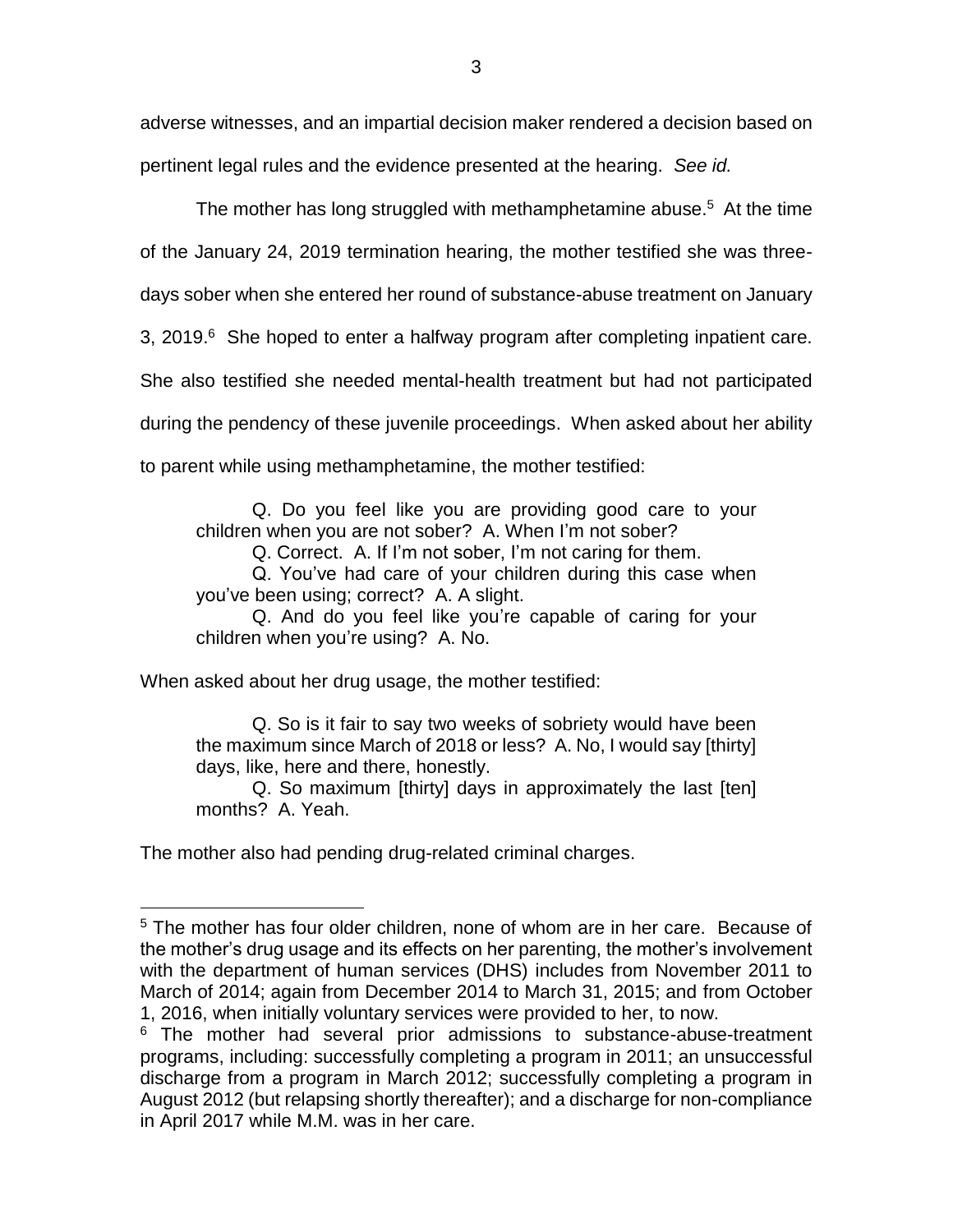adverse witnesses, and an impartial decision maker rendered a decision based on pertinent legal rules and the evidence presented at the hearing. *See id.*

The mother has long struggled with methamphetamine abuse.[5] At the time of the January 24, 2019 termination hearing, the mother testified she was three-days sober when she entered her round of substance-abuse treatment on January 3, 2019.[6] She hoped to enter a halfway program after completing inpatient care. She also testified she needed mental-health treatment but had not participated during the pendency of these juvenile proceedings. When asked about her ability to parent while using methamphetamine, the mother testified:

> Q. Do you feel like you are providing good care to your children when you are not sober? A. When I'm not sober?
>
> Q. Correct. A. If I'm not sober, I'm not caring for them.
>
> Q. You've had care of your children during this case when you've been using; correct? A. A slight.
>
> Q. And do you feel like you're capable of caring for your children when you're using? A. No.

When asked about her drug usage, the mother testified:

> Q. So is it fair to say two weeks of sobriety would have been the maximum since March of 2018 or less? A. No, I would say [thirty] days, like, here and there, honestly.
>
> Q. So maximum [thirty] days in approximately the last [ten] months? A. Yeah.

The mother also had pending drug-related criminal charges.

---

[5] The mother has four older children, none of whom are in her care. Because of the mother's drug usage and its effects on her parenting, the mother's involvement with the department of human services (DHS) includes from November 2011 to March of 2014; again from December 2014 to March 31, 2015; and from October 1, 2016, when initially voluntary services were provided to her, to now.

[6] The mother had several prior admissions to substance-abuse-treatment programs, including: successfully completing a program in 2011; an unsuccessful discharge from a program in March 2012; successfully completing a program in August 2012 (but relapsing shortly thereafter); and a discharge for non-compliance in April 2017 while M.M. was in her care.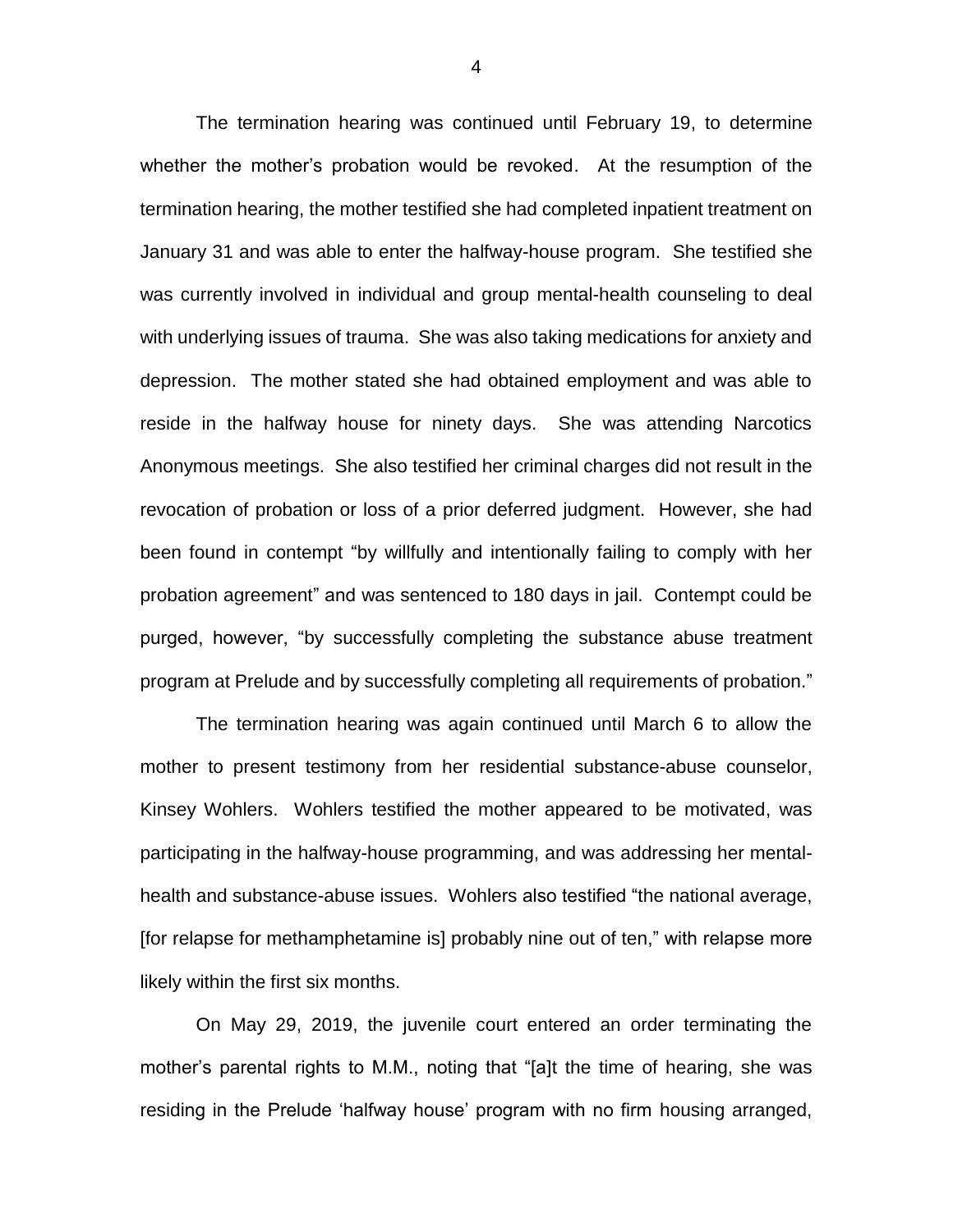The termination hearing was continued until February 19, to determine whether the mother's probation would be revoked. At the resumption of the termination hearing, the mother testified she had completed inpatient treatment on January 31 and was able to enter the halfway-house program. She testified she was currently involved in individual and group mental-health counseling to deal with underlying issues of trauma. She was also taking medications for anxiety and depression. The mother stated she had obtained employment and was able to reside in the halfway house for ninety days. She was attending Narcotics Anonymous meetings. She also testified her criminal charges did not result in the revocation of probation or loss of a prior deferred judgment. However, she had been found in contempt "by willfully and intentionally failing to comply with her probation agreement" and was sentenced to 180 days in jail. Contempt could be purged, however, "by successfully completing the substance abuse treatment program at Prelude and by successfully completing all requirements of probation."

The termination hearing was again continued until March 6 to allow the mother to present testimony from her residential substance-abuse counselor, Kinsey Wohlers. Wohlers testified the mother appeared to be motivated, was participating in the halfway-house programming, and was addressing her mental-health and substance-abuse issues. Wohlers also testified "the national average, [for relapse for methamphetamine is] probably nine out of ten," with relapse more likely within the first six months.

On May 29, 2019, the juvenile court entered an order terminating the mother's parental rights to M.M., noting that "[a]t the time of hearing, she was residing in the Prelude 'halfway house' program with no firm housing arranged,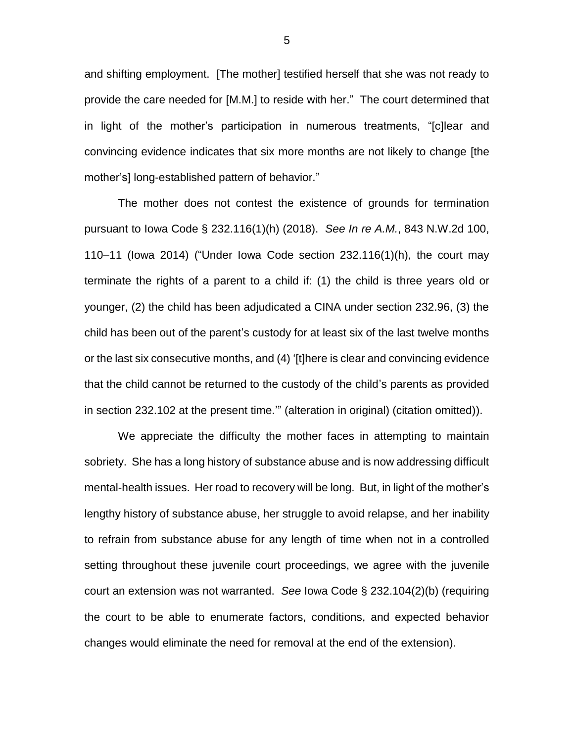and shifting employment. [The mother] testified herself that she was not ready to provide the care needed for [M.M.] to reside with her." The court determined that in light of the mother's participation in numerous treatments, "[c]lear and convincing evidence indicates that six more months are not likely to change [the mother's] long-established pattern of behavior."

The mother does not contest the existence of grounds for termination pursuant to Iowa Code § 232.116(1)(h) (2018). *See In re A.M.*, 843 N.W.2d 100, 110–11 (Iowa 2014) ("Under Iowa Code section 232.116(1)(h), the court may terminate the rights of a parent to a child if: (1) the child is three years old or younger, (2) the child has been adjudicated a CINA under section 232.96, (3) the child has been out of the parent's custody for at least six of the last twelve months or the last six consecutive months, and (4) '[t]here is clear and convincing evidence that the child cannot be returned to the custody of the child's parents as provided in section 232.102 at the present time.'" (alteration in original) (citation omitted)).

We appreciate the difficulty the mother faces in attempting to maintain sobriety. She has a long history of substance abuse and is now addressing difficult mental-health issues. Her road to recovery will be long. But, in light of the mother's lengthy history of substance abuse, her struggle to avoid relapse, and her inability to refrain from substance abuse for any length of time when not in a controlled setting throughout these juvenile court proceedings, we agree with the juvenile court an extension was not warranted. *See* Iowa Code § 232.104(2)(b) (requiring the court to be able to enumerate factors, conditions, and expected behavior changes would eliminate the need for removal at the end of the extension).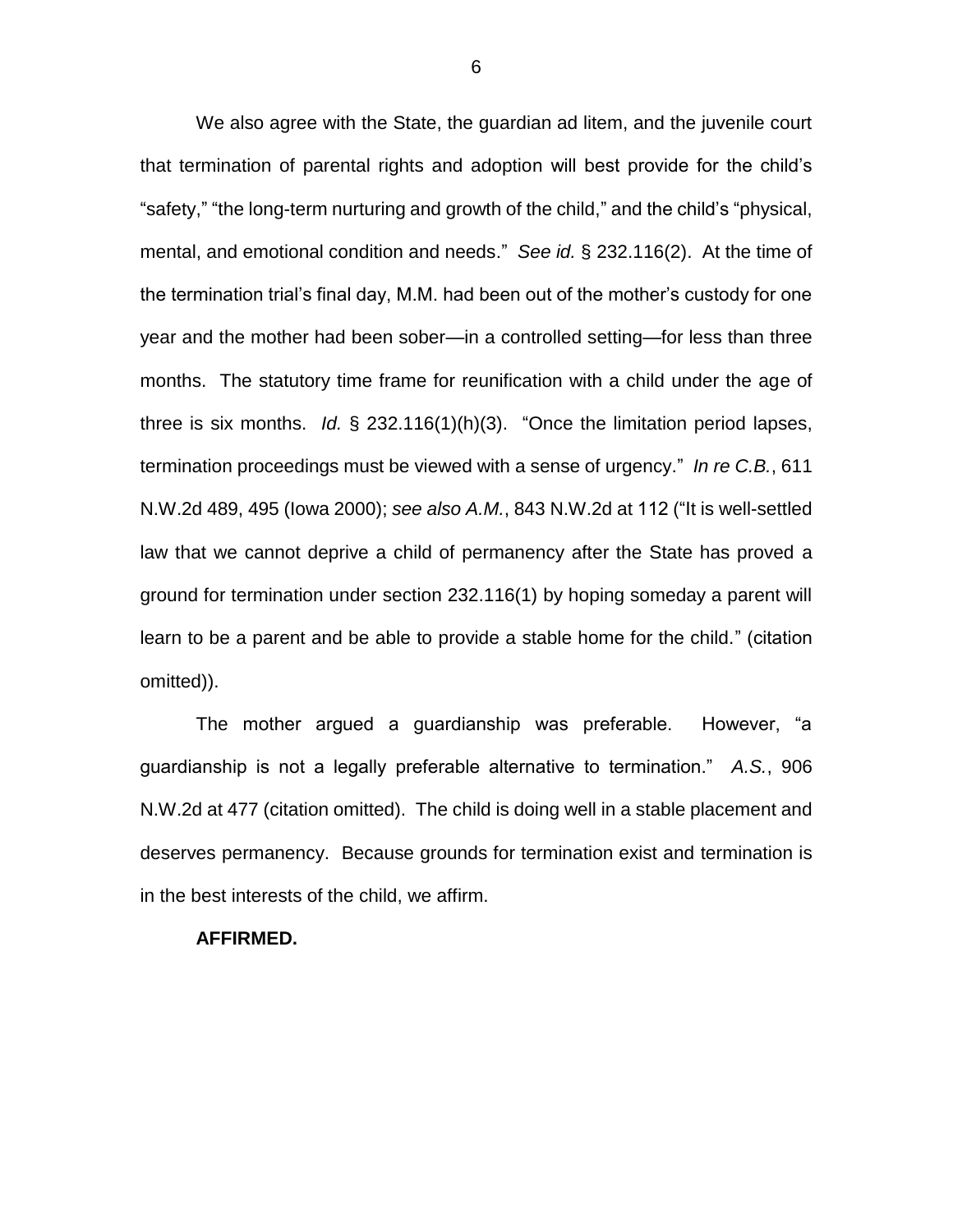We also agree with the State, the guardian ad litem, and the juvenile court that termination of parental rights and adoption will best provide for the child's "safety," "the long-term nurturing and growth of the child," and the child's "physical, mental, and emotional condition and needs." *See id.* § 232.116(2). At the time of the termination trial's final day, M.M. had been out of the mother's custody for one year and the mother had been sober—in a controlled setting—for less than three months. The statutory time frame for reunification with a child under the age of three is six months. *Id.* § 232.116(1)(h)(3). "Once the limitation period lapses, termination proceedings must be viewed with a sense of urgency." *In re C.B.*, 611 N.W.2d 489, 495 (Iowa 2000); *see also A.M.*, 843 N.W.2d at 112 ("It is well-settled law that we cannot deprive a child of permanency after the State has proved a ground for termination under section 232.116(1) by hoping someday a parent will learn to be a parent and be able to provide a stable home for the child." (citation omitted)).

The mother argued a guardianship was preferable. However, "a guardianship is not a legally preferable alternative to termination." *A.S.*, 906 N.W.2d at 477 (citation omitted). The child is doing well in a stable placement and deserves permanency. Because grounds for termination exist and termination is in the best interests of the child, we affirm.

**AFFIRMED.**